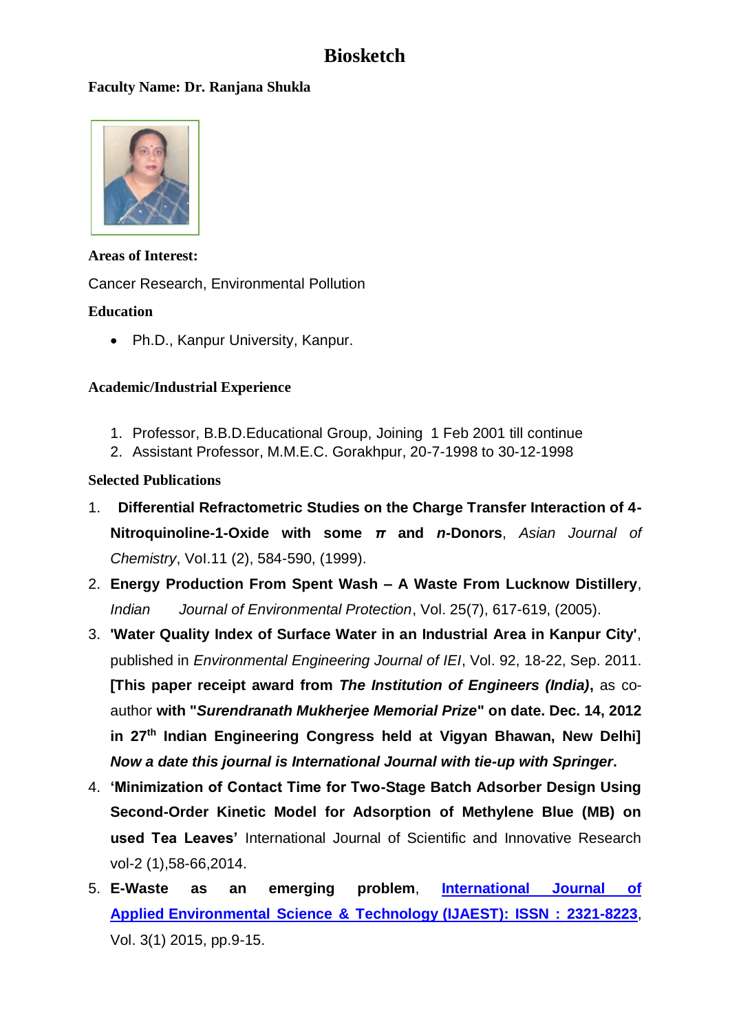# Biosketch

**Faculty Name: Dr. Ranjana Shukla**

**Areas of Interest:**

Cancer Research, Environmental Pollution

**Education**

- Ph.D., Kanpur University, Kanpur.

**Academic/Industrial Experience**

1. Professor, B.B.D.Educational Group, Joining 1 Feb 2001 till continue
2. Assistant Professor, M.M.E.C. Gorakhpur, 20-7-1998 to 30-12-1998

**Selected Publications**

1. **Differential Refractometric Studies on the Charge Transfer Interaction of 4-Nitroquinoline-1-Oxide with some *π* and *n*-Donors**, *Asian Journal of Chemistry*, Vol.11 (2), 584-590, (1999).
2. **Energy Production From Spent Wash – A Waste From Lucknow Distillery**, *Indian Journal of Environmental Protection*, Vol. 25(7), 617-619, (2005).
3. **'Water Quality Index of Surface Water in an Industrial Area in Kanpur City'**, published in *Environmental Engineering Journal of IEI*, Vol. 92, 18-22, Sep. 2011. **[This paper receipt award from *The Institution of Engineers (India)*,** as co-author **with "*Surendranath Mukherjee Memorial Prize*" on date. Dec. 14, 2012 in 27th Indian Engineering Congress held at Vigyan Bhawan, New Delhi]** ***Now a date this journal is International Journal with tie-up with Springer*.**
4. **'Minimization of Contact Time for Two-Stage Batch Adsorber Design Using Second-Order Kinetic Model for Adsorption of Methylene Blue (MB) on used Tea Leaves'** International Journal of Scientific and Innovative Research vol-2 (1),58-66,2014.
5. **E-Waste as an emerging problem**, [International Journal of Applied Environmental Science & Technology (IJAEST): ISSN : 2321-8223](), Vol. 3(1) 2015, pp.9-15.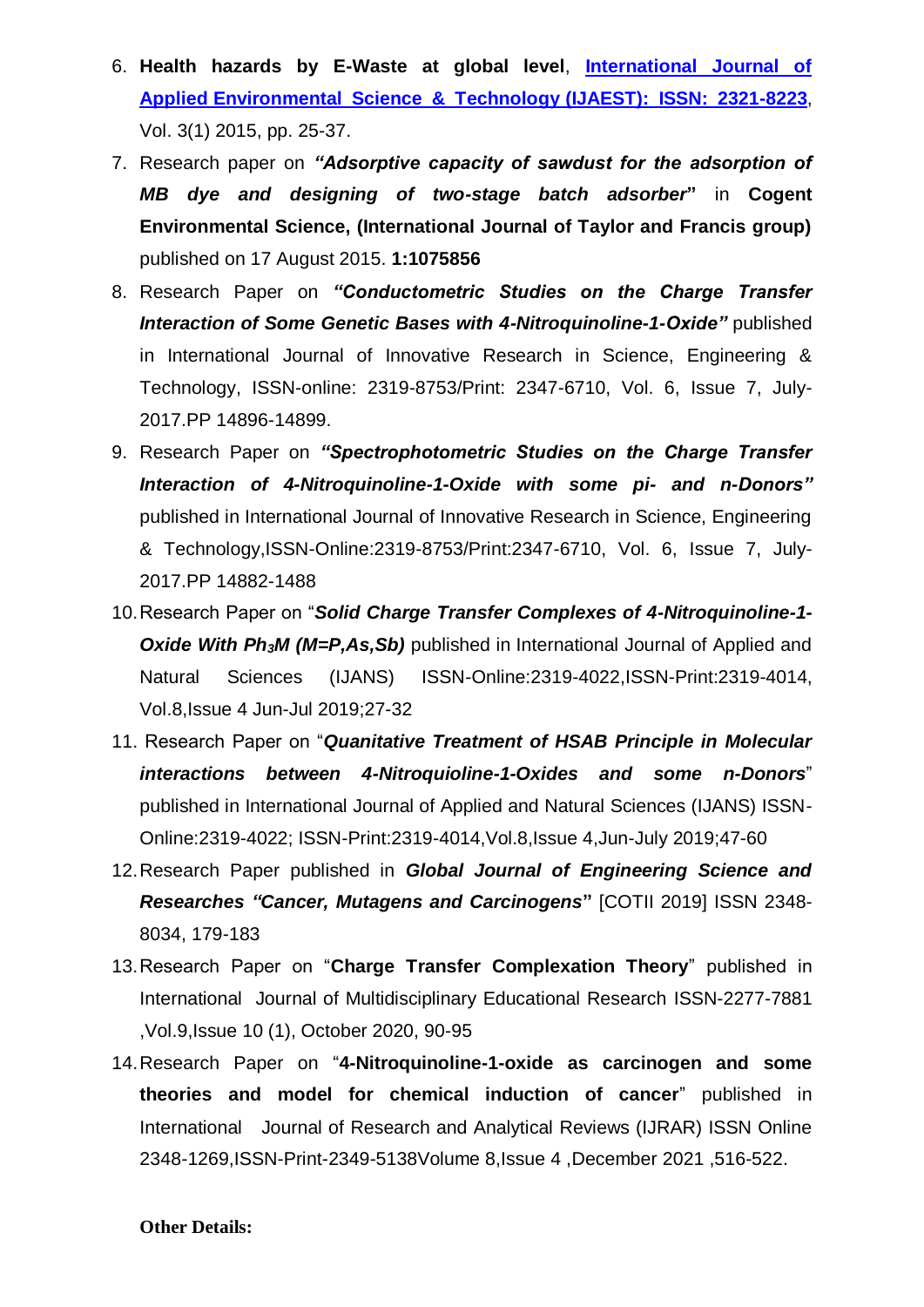6. **Health hazards by E-Waste at global level**, **[International Journal of Applied Environmental Science & Technology (IJAEST): ISSN: 2321-8223]()**, Vol. 3(1) 2015, pp. 25-37.
7. Research paper on ***"Adsorptive capacity of sawdust for the adsorption of MB dye and designing of two-stage batch adsorber"*** in **Cogent Environmental Science, (International Journal of Taylor and Francis group)** published on 17 August 2015. **1:1075856**
8. Research Paper on ***"Conductometric Studies on the Charge Transfer Interaction of Some Genetic Bases with 4-Nitroquinoline-1-Oxide"*** published in International Journal of Innovative Research in Science, Engineering & Technology, ISSN-online: 2319-8753/Print: 2347-6710, Vol. 6, Issue 7, July-2017.PP 14896-14899.
9. Research Paper on ***"Spectrophotometric Studies on the Charge Transfer Interaction of 4-Nitroquinoline-1-Oxide with some pi- and n-Donors"*** published in International Journal of Innovative Research in Science, Engineering & Technology,ISSN-Online:2319-8753/Print:2347-6710, Vol. 6, Issue 7, July-2017.PP 14882-1488
10. Research Paper on "***Solid Charge Transfer Complexes of 4-Nitroquinoline-1-Oxide With $Ph_3M$ (M=P,As,Sb)*** published in International Journal of Applied and Natural Sciences (IJANS) ISSN-Online:2319-4022,ISSN-Print:2319-4014, Vol.8,Issue 4 Jun-Jul 2019;27-32
11. Research Paper on "***Quanitative Treatment of HSAB Principle in Molecular interactions between 4-Nitroquioline-1-Oxides and some n-Donors***" published in International Journal of Applied and Natural Sciences (IJANS) ISSN-Online:2319-4022; ISSN-Print:2319-4014,Vol.8,Issue 4,Jun-July 2019;47-60
12. Research Paper published in ***Global Journal of Engineering Science and Researches "Cancer, Mutagens and Carcinogens"*** [COTII 2019] ISSN 2348-8034, 179-183
13. Research Paper on "**Charge Transfer Complexation Theory**" published in International Journal of Multidisciplinary Educational Research ISSN-2277-7881 ,Vol.9,Issue 10 (1), October 2020, 90-95
14. Research Paper on "**4-Nitroquinoline-1-oxide as carcinogen and some theories and model for chemical induction of cancer**" published in International Journal of Research and Analytical Reviews (IJRAR) ISSN Online 2348-1269,ISSN-Print-2349-5138Volume 8,Issue 4 ,December 2021 ,516-522.

**Other Details:**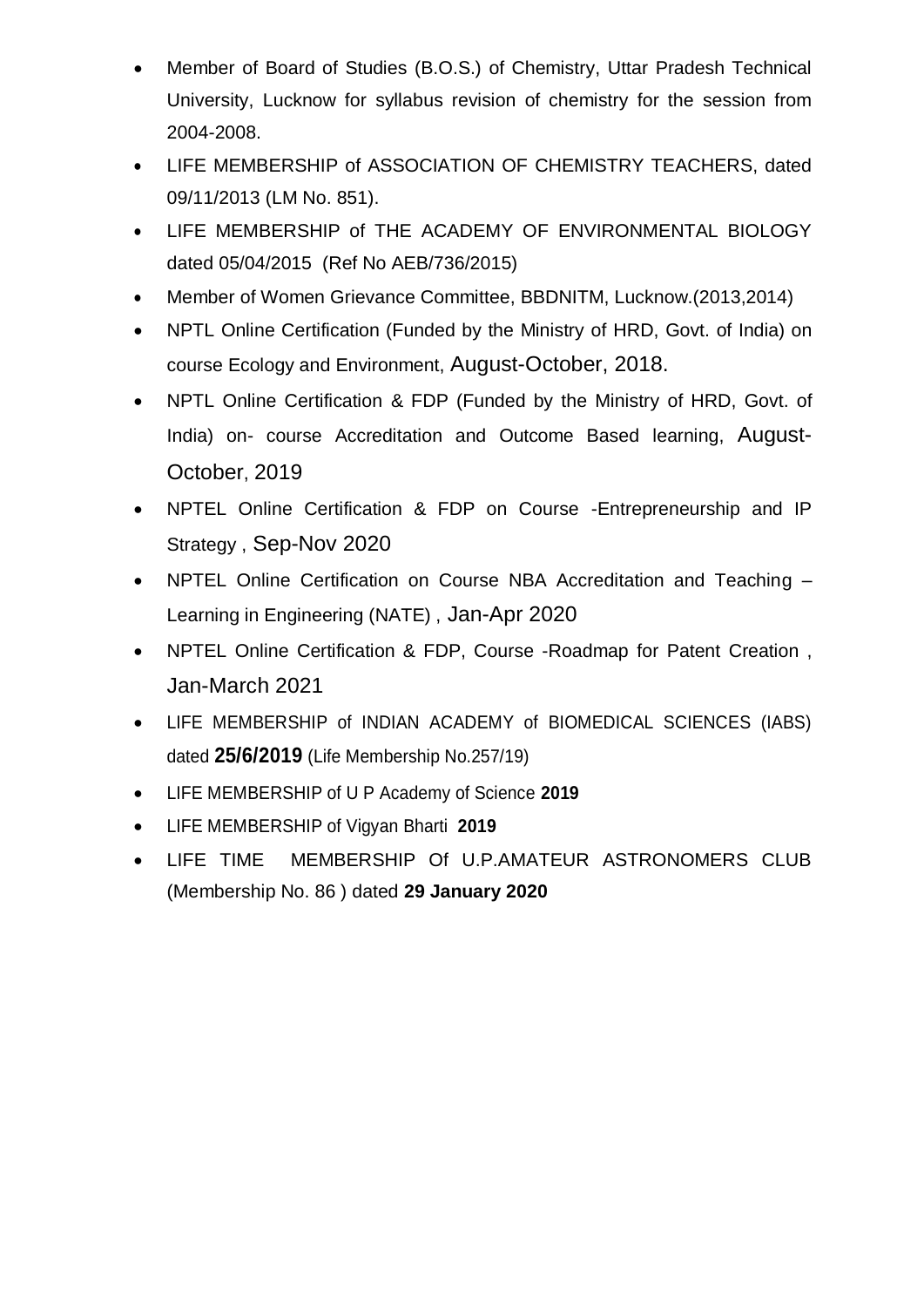- Member of Board of Studies (B.O.S.) of Chemistry, Uttar Pradesh Technical University, Lucknow for syllabus revision of chemistry for the session from 2004-2008.
- LIFE MEMBERSHIP of ASSOCIATION OF CHEMISTRY TEACHERS, dated 09/11/2013 (LM No. 851).
- LIFE MEMBERSHIP of THE ACADEMY OF ENVIRONMENTAL BIOLOGY dated 05/04/2015 (Ref No AEB/736/2015)
- Member of Women Grievance Committee, BBDNITM, Lucknow.(2013,2014)
- NPTL Online Certification (Funded by the Ministry of HRD, Govt. of India) on course Ecology and Environment, August-October, 2018.
- NPTL Online Certification & FDP (Funded by the Ministry of HRD, Govt. of India) on- course Accreditation and Outcome Based learning, August-October, 2019
- NPTEL Online Certification & FDP on Course -Entrepreneurship and IP Strategy , Sep-Nov 2020
- NPTEL Online Certification on Course NBA Accreditation and Teaching – Learning in Engineering (NATE) , Jan-Apr 2020
- NPTEL Online Certification & FDP, Course -Roadmap for Patent Creation , Jan-March 2021
- LIFE MEMBERSHIP of INDIAN ACADEMY of BIOMEDICAL SCIENCES (IABS) dated **25/6/2019** (Life Membership No.257/19)
- LIFE MEMBERSHIP of U P Academy of Science **2019**
- LIFE MEMBERSHIP of Vigyan Bharti **2019**
- LIFE TIME MEMBERSHIP Of U.P.AMATEUR ASTRONOMERS CLUB (Membership No. 86 ) dated **29 January 2020**